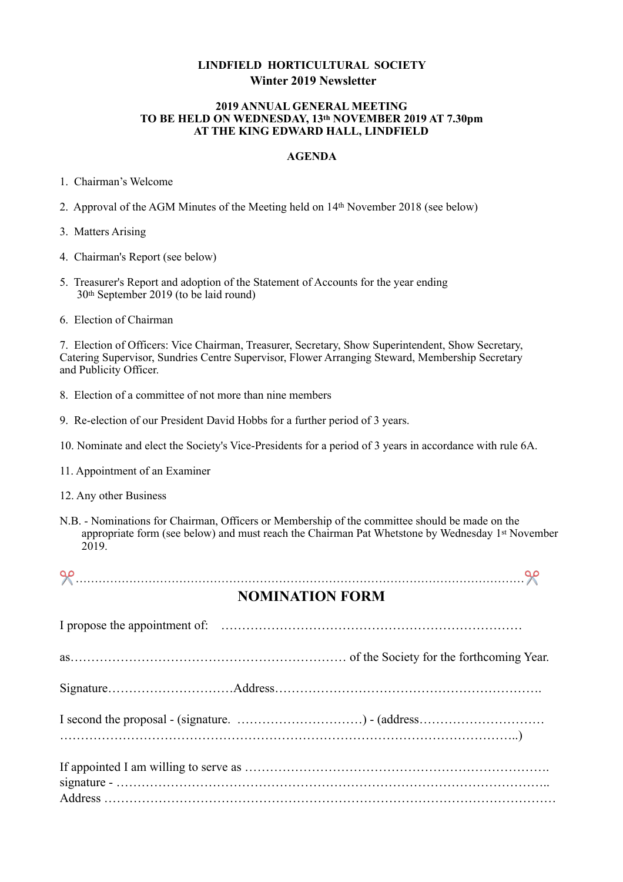# LINDFIELD HORTICULTURAL SOCIETY

## Winter 2019 Newsletter

### 2019 ANNUAL GENERAL MEETING
### TO BE HELD ON WEDNESDAY, 13th NOVEMBER 2019 AT 7.30pm
### AT THE KING EDWARD HALL, LINDFIELD

### AGENDA

1. Chairman's Welcome
2. Approval of the AGM Minutes of the Meeting held on 14th November 2018 (see below)
3. Matters Arising
4. Chairman's Report (see below)
5. Treasurer's Report and adoption of the Statement of Accounts for the year ending 30th September 2019 (to be laid round)
6. Election of Chairman
7. Election of Officers: Vice Chairman, Treasurer, Secretary, Show Superintendent, Show Secretary, Catering Supervisor, Sundries Centre Supervisor, Flower Arranging Steward, Membership Secretary and Publicity Officer.
8. Election of a committee of not more than nine members
9. Re-election of our President David Hobbs for a further period of 3 years.
10. Nominate and elect the Society's Vice-Presidents for a period of 3 years in accordance with rule 6A.
11. Appointment of an Examiner
12. Any other Business

N.B. - Nominations for Chairman, Officers or Membership of the committee should be made on the appropriate form (see below) and must reach the Chairman Pat Whetstone by Wednesday 1st November 2019.

✂……………………………………………………………………………………………………✂

## NOMINATION FORM

I propose the appointment of: ………………………………………………………………

as………………………………………………………… of the Society for the forthcoming Year.

Signature…………………………Address……………………………………………………….

I second the proposal - (signature. …………………………) - (address…………………………
……………………………………………………………………………………………..)

If appointed I am willing to serve as ……………………………………………………………….
signature - ……………………………………………………………………………………..
Address ……………………………………………………………………………………………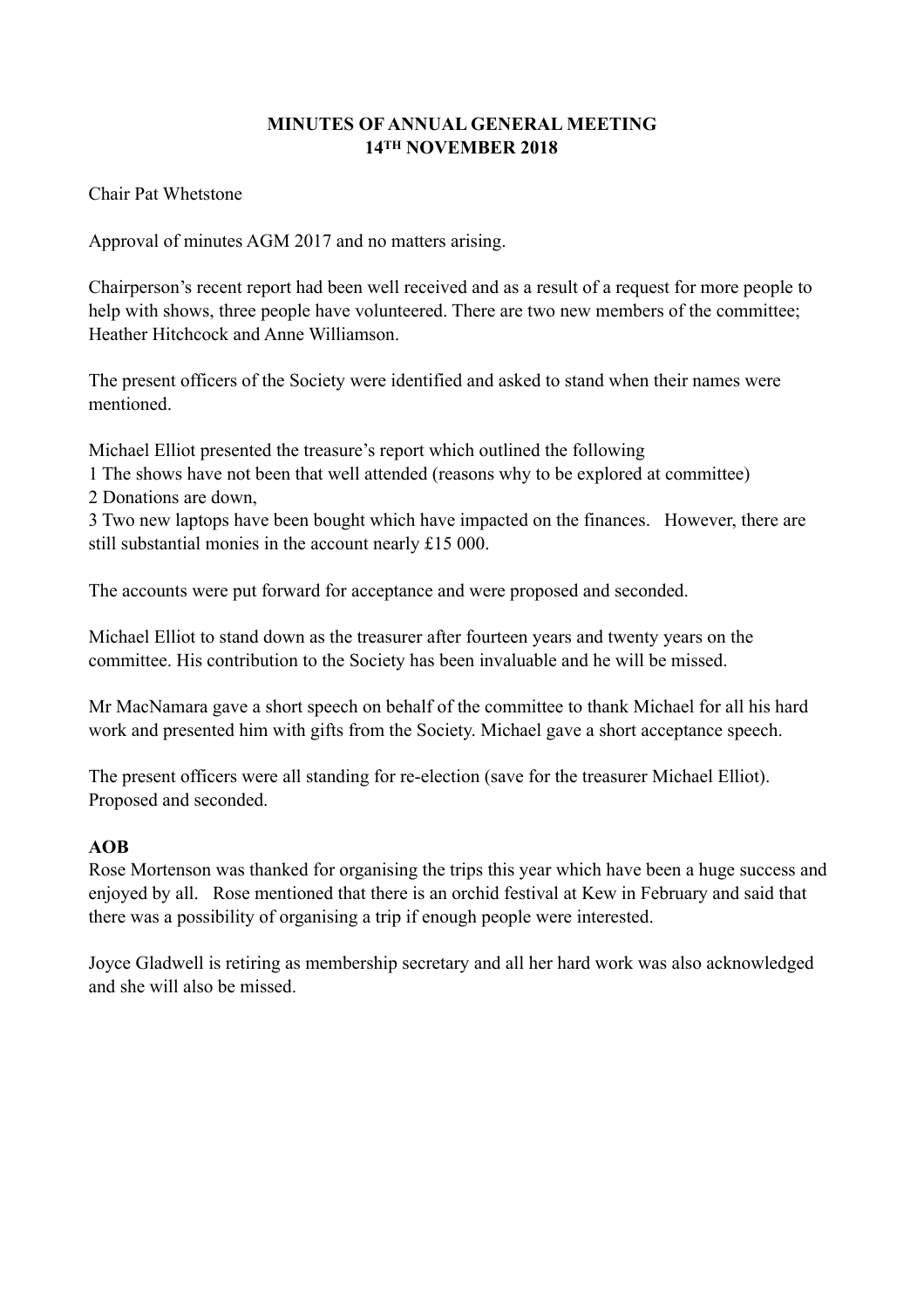# MINUTES OF ANNUAL GENERAL MEETING
## 14TH NOVEMBER 2018

Chair Pat Whetstone

Approval of minutes AGM 2017 and no matters arising.

Chairperson's recent report had been well received and as a result of a request for more people to help with shows, three people have volunteered. There are two new members of the committee; Heather Hitchcock and Anne Williamson.

The present officers of the Society were identified and asked to stand when their names were mentioned.

Michael Elliot presented the treasure's report which outlined the following
1 The shows have not been that well attended (reasons why to be explored at committee)
2 Donations are down,
3 Two new laptops have been bought which have impacted on the finances. However, there are still substantial monies in the account nearly £15 000.

The accounts were put forward for acceptance and were proposed and seconded.

Michael Elliot to stand down as the treasurer after fourteen years and twenty years on the committee. His contribution to the Society has been invaluable and he will be missed.

Mr MacNamara gave a short speech on behalf of the committee to thank Michael for all his hard work and presented him with gifts from the Society. Michael gave a short acceptance speech.

The present officers were all standing for re-election (save for the treasurer Michael Elliot). Proposed and seconded.

**AOB**
Rose Mortenson was thanked for organising the trips this year which have been a huge success and enjoyed by all. Rose mentioned that there is an orchid festival at Kew in February and said that there was a possibility of organising a trip if enough people were interested.

Joyce Gladwell is retiring as membership secretary and all her hard work was also acknowledged and she will also be missed.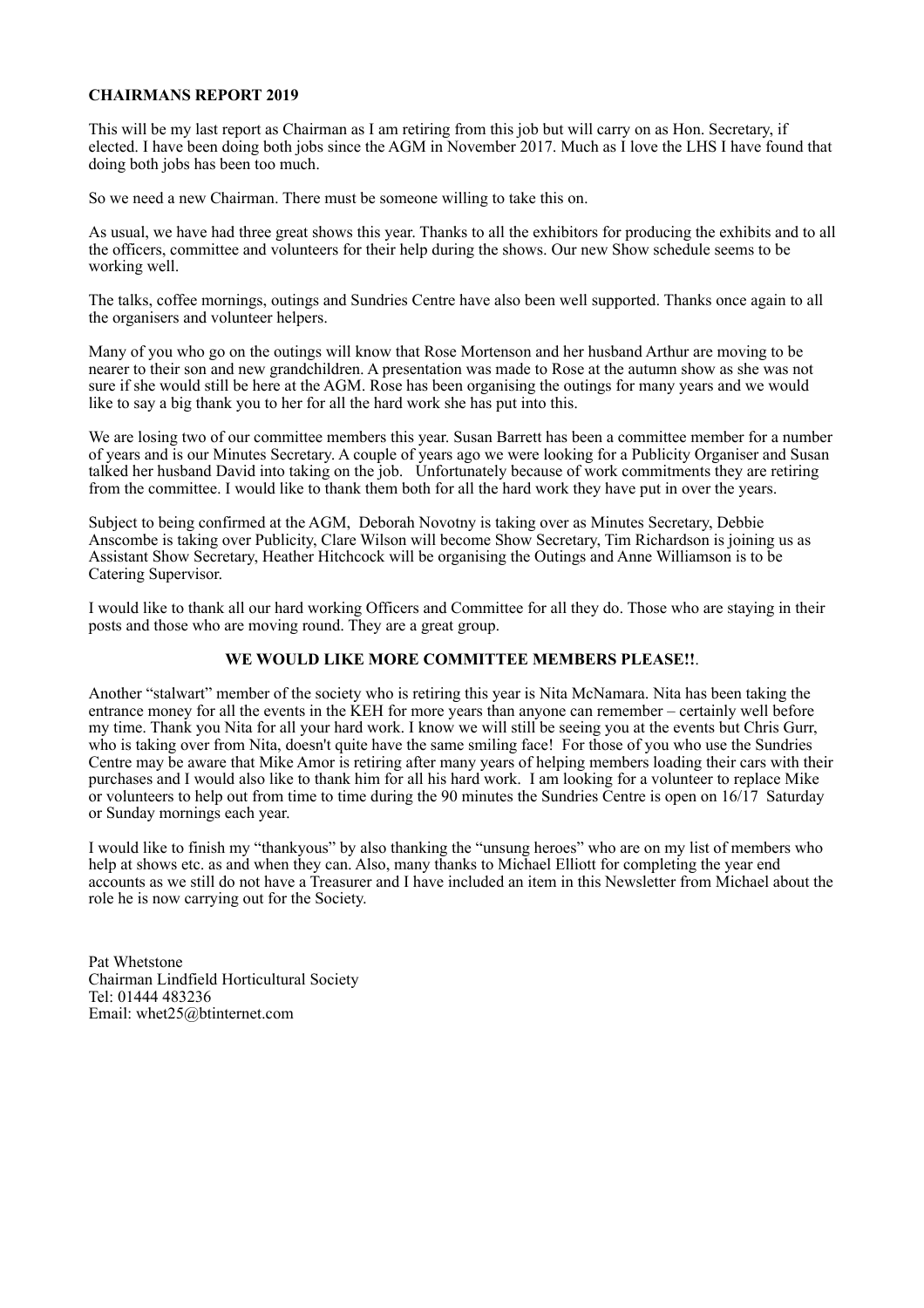**CHAIRMANS REPORT 2019**

This will be my last report as Chairman as I am retiring from this job but will carry on as Hon. Secretary, if elected. I have been doing both jobs since the AGM in November 2017. Much as I love the LHS I have found that doing both jobs has been too much.

So we need a new Chairman. There must be someone willing to take this on.

As usual, we have had three great shows this year. Thanks to all the exhibitors for producing the exhibits and to all the officers, committee and volunteers for their help during the shows. Our new Show schedule seems to be working well.

The talks, coffee mornings, outings and Sundries Centre have also been well supported. Thanks once again to all the organisers and volunteer helpers.

Many of you who go on the outings will know that Rose Mortenson and her husband Arthur are moving to be nearer to their son and new grandchildren. A presentation was made to Rose at the autumn show as she was not sure if she would still be here at the AGM. Rose has been organising the outings for many years and we would like to say a big thank you to her for all the hard work she has put into this.

We are losing two of our committee members this year. Susan Barrett has been a committee member for a number of years and is our Minutes Secretary. A couple of years ago we were looking for a Publicity Organiser and Susan talked her husband David into taking on the job. Unfortunately because of work commitments they are retiring from the committee. I would like to thank them both for all the hard work they have put in over the years.

Subject to being confirmed at the AGM, Deborah Novotny is taking over as Minutes Secretary, Debbie Anscombe is taking over Publicity, Clare Wilson will become Show Secretary, Tim Richardson is joining us as Assistant Show Secretary, Heather Hitchcock will be organising the Outings and Anne Williamson is to be Catering Supervisor.

I would like to thank all our hard working Officers and Committee for all they do. Those who are staying in their posts and those who are moving round. They are a great group.

**WE WOULD LIKE MORE COMMITTEE MEMBERS PLEASE!!**.

Another "stalwart" member of the society who is retiring this year is Nita McNamara. Nita has been taking the entrance money for all the events in the KEH for more years than anyone can remember – certainly well before my time. Thank you Nita for all your hard work. I know we will still be seeing you at the events but Chris Gurr, who is taking over from Nita, doesn't quite have the same smiling face! For those of you who use the Sundries Centre may be aware that Mike Amor is retiring after many years of helping members loading their cars with their purchases and I would also like to thank him for all his hard work. I am looking for a volunteer to replace Mike or volunteers to help out from time to time during the 90 minutes the Sundries Centre is open on 16/17 Saturday or Sunday mornings each year.

I would like to finish my "thankyous" by also thanking the "unsung heroes" who are on my list of members who help at shows etc. as and when they can. Also, many thanks to Michael Elliott for completing the year end accounts as we still do not have a Treasurer and I have included an item in this Newsletter from Michael about the role he is now carrying out for the Society.

Pat Whetstone
Chairman Lindfield Horticultural Society
Tel: 01444 483236
Email: whet25@btinternet.com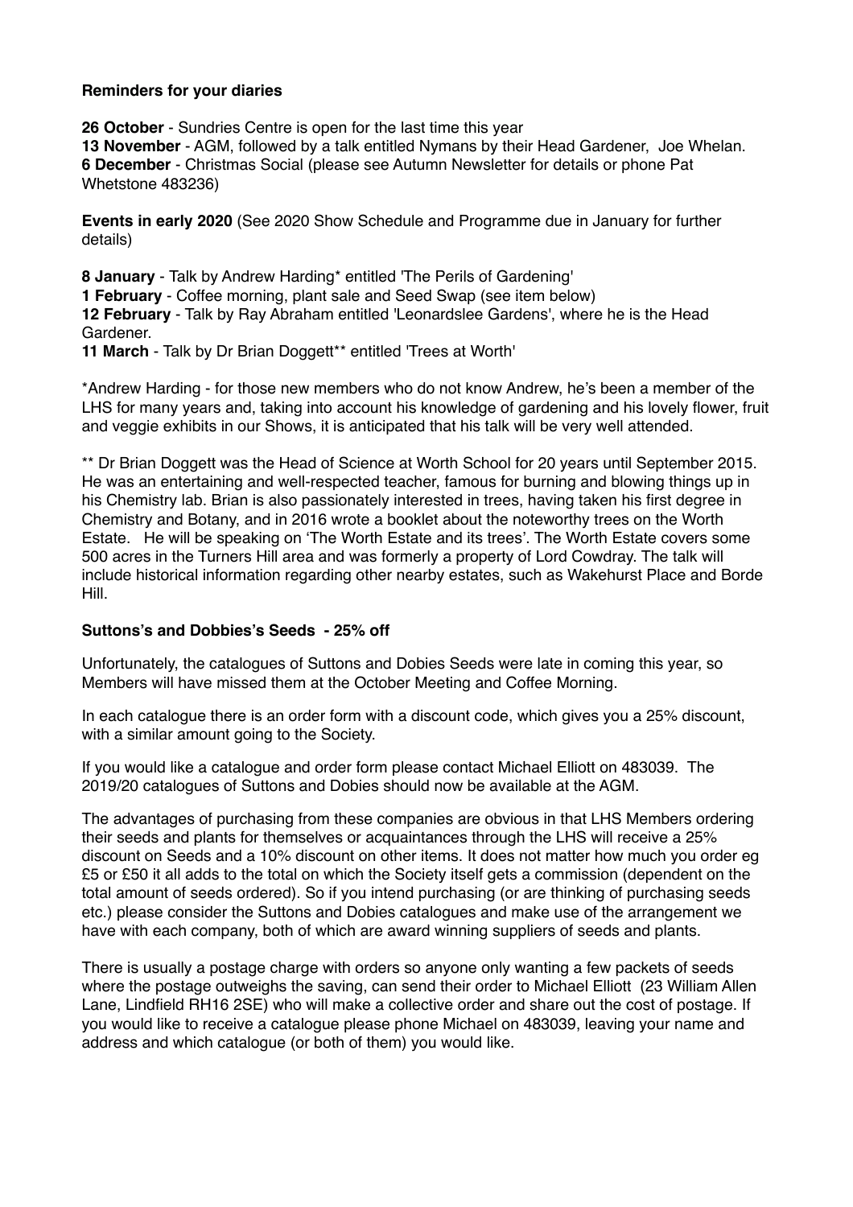**Reminders for your diaries**

**26 October** - Sundries Centre is open for the last time this year
**13 November** - AGM, followed by a talk entitled Nymans by their Head Gardener, Joe Whelan.
**6 December** - Christmas Social (please see Autumn Newsletter for details or phone Pat Whetstone 483236)

**Events in early 2020** (See 2020 Show Schedule and Programme due in January for further details)

**8 January** - Talk by Andrew Harding* entitled 'The Perils of Gardening'
**1 February** - Coffee morning, plant sale and Seed Swap (see item below)
**12 February** - Talk by Ray Abraham entitled 'Leonardslee Gardens', where he is the Head Gardener.
**11 March** - Talk by Dr Brian Doggett** entitled 'Trees at Worth'

*Andrew Harding - for those new members who do not know Andrew, he's been a member of the LHS for many years and, taking into account his knowledge of gardening and his lovely flower, fruit and veggie exhibits in our Shows, it is anticipated that his talk will be very well attended.

** Dr Brian Doggett was the Head of Science at Worth School for 20 years until September 2015. He was an entertaining and well-respected teacher, famous for burning and blowing things up in his Chemistry lab. Brian is also passionately interested in trees, having taken his first degree in Chemistry and Botany, and in 2016 wrote a booklet about the noteworthy trees on the Worth Estate. He will be speaking on 'The Worth Estate and its trees'. The Worth Estate covers some 500 acres in the Turners Hill area and was formerly a property of Lord Cowdray. The talk will include historical information regarding other nearby estates, such as Wakehurst Place and Borde Hill.

**Suttons's and Dobbies's Seeds - 25% off**

Unfortunately, the catalogues of Suttons and Dobies Seeds were late in coming this year, so Members will have missed them at the October Meeting and Coffee Morning.

In each catalogue there is an order form with a discount code, which gives you a 25% discount, with a similar amount going to the Society.

If you would like a catalogue and order form please contact Michael Elliott on 483039. The 2019/20 catalogues of Suttons and Dobies should now be available at the AGM.

The advantages of purchasing from these companies are obvious in that LHS Members ordering their seeds and plants for themselves or acquaintances through the LHS will receive a 25% discount on Seeds and a 10% discount on other items. It does not matter how much you order eg £5 or £50 it all adds to the total on which the Society itself gets a commission (dependent on the total amount of seeds ordered). So if you intend purchasing (or are thinking of purchasing seeds etc.) please consider the Suttons and Dobies catalogues and make use of the arrangement we have with each company, both of which are award winning suppliers of seeds and plants.

There is usually a postage charge with orders so anyone only wanting a few packets of seeds where the postage outweighs the saving, can send their order to Michael Elliott (23 William Allen Lane, Lindfield RH16 2SE) who will make a collective order and share out the cost of postage. If you would like to receive a catalogue please phone Michael on 483039, leaving your name and address and which catalogue (or both of them) you would like.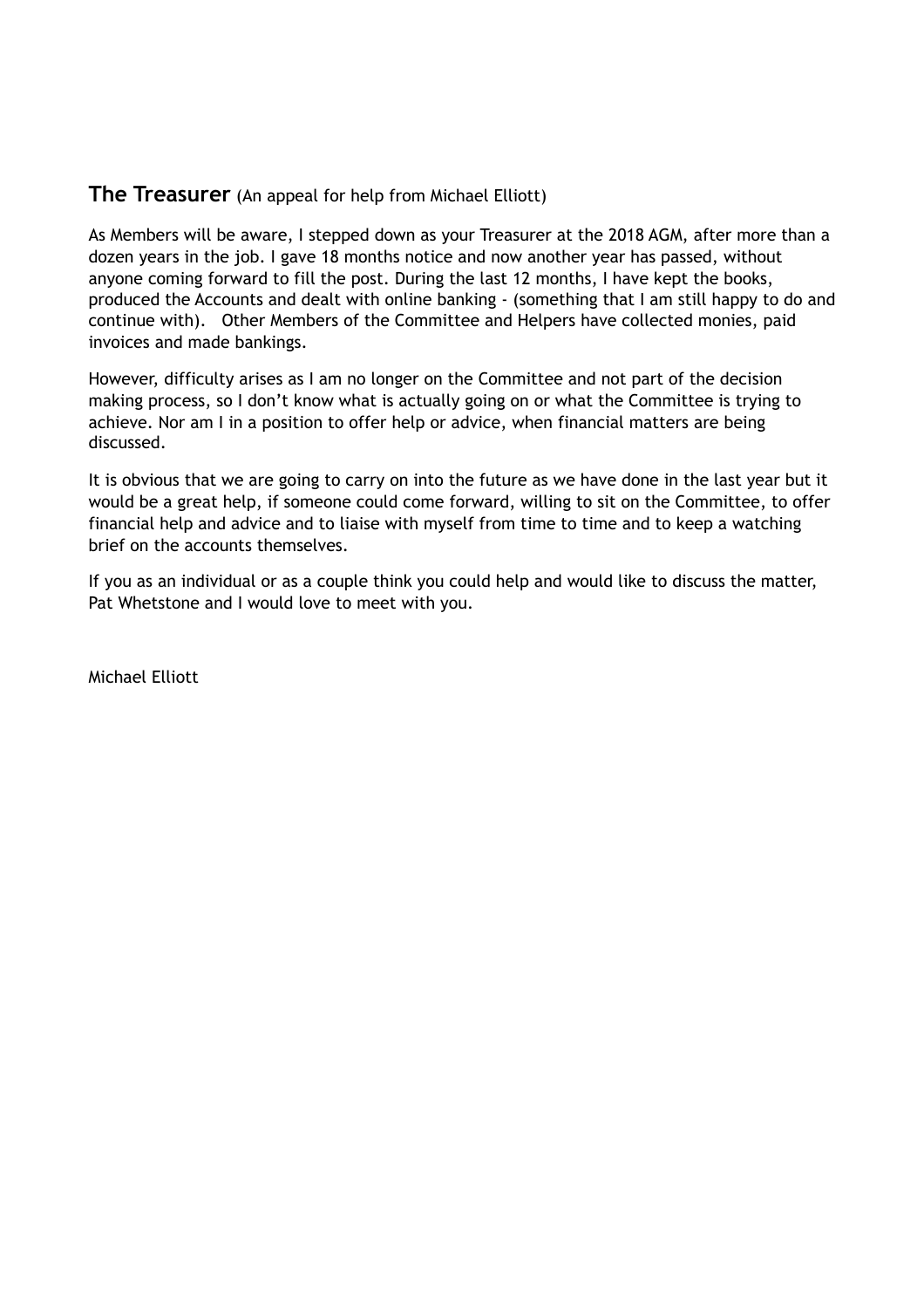## **The Treasurer** (An appeal for help from Michael Elliott)

As Members will be aware, I stepped down as your Treasurer at the 2018 AGM, after more than a dozen years in the job. I gave 18 months notice and now another year has passed, without anyone coming forward to fill the post. During the last 12 months, I have kept the books, produced the Accounts and dealt with online banking - (something that I am still happy to do and continue with). Other Members of the Committee and Helpers have collected monies, paid invoices and made bankings.

However, difficulty arises as I am no longer on the Committee and not part of the decision making process, so I don't know what is actually going on or what the Committee is trying to achieve. Nor am I in a position to offer help or advice, when financial matters are being discussed.

It is obvious that we are going to carry on into the future as we have done in the last year but it would be a great help, if someone could come forward, willing to sit on the Committee, to offer financial help and advice and to liaise with myself from time to time and to keep a watching brief on the accounts themselves.

If you as an individual or as a couple think you could help and would like to discuss the matter, Pat Whetstone and I would love to meet with you.

Michael Elliott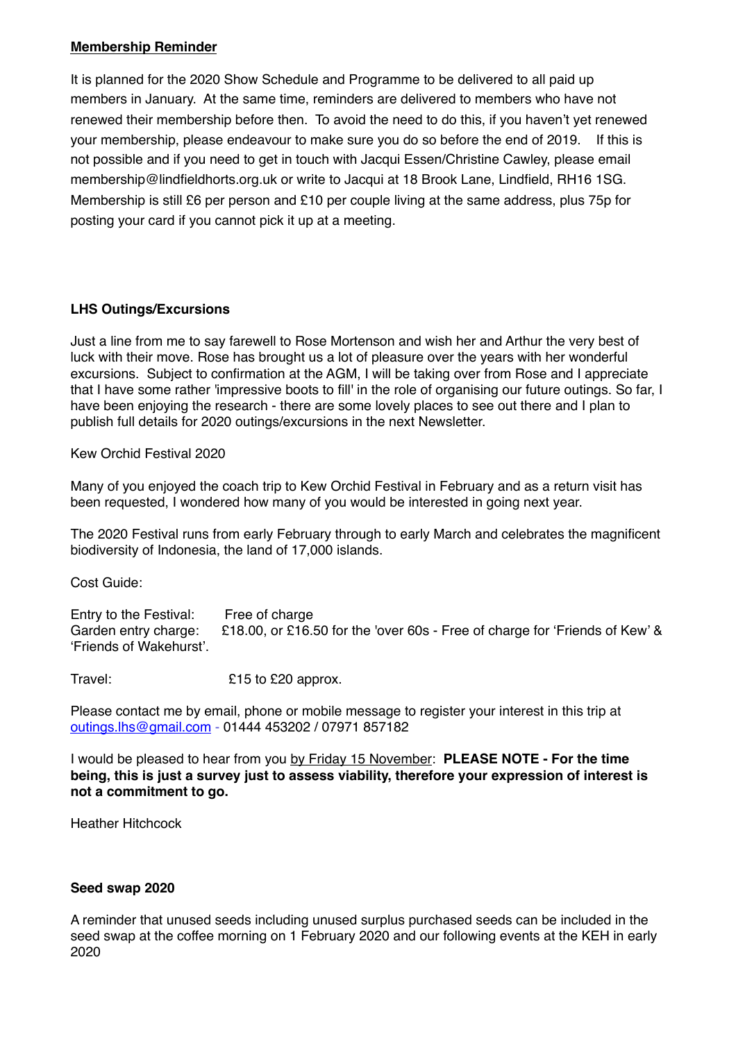## Membership Reminder

It is planned for the 2020 Show Schedule and Programme to be delivered to all paid up members in January. At the same time, reminders are delivered to members who have not renewed their membership before then. To avoid the need to do this, if you haven't yet renewed your membership, please endeavour to make sure you do so before the end of 2019. If this is not possible and if you need to get in touch with Jacqui Essen/Christine Cawley, please email membership@lindfieldhorts.org.uk or write to Jacqui at 18 Brook Lane, Lindfield, RH16 1SG. Membership is still £6 per person and £10 per couple living at the same address, plus 75p for posting your card if you cannot pick it up at a meeting.

## LHS Outings/Excursions

Just a line from me to say farewell to Rose Mortenson and wish her and Arthur the very best of luck with their move. Rose has brought us a lot of pleasure over the years with her wonderful excursions. Subject to confirmation at the AGM, I will be taking over from Rose and I appreciate that I have some rather 'impressive boots to fill' in the role of organising our future outings. So far, I have been enjoying the research - there are some lovely places to see out there and I plan to publish full details for 2020 outings/excursions in the next Newsletter.

Kew Orchid Festival 2020

Many of you enjoyed the coach trip to Kew Orchid Festival in February and as a return visit has been requested, I wondered how many of you would be interested in going next year.

The 2020 Festival runs from early February through to early March and celebrates the magnificent biodiversity of Indonesia, the land of 17,000 islands.

Cost Guide:

Entry to the Festival: Free of charge
Garden entry charge: £18.00, or £16.50 for the 'over 60s - Free of charge for 'Friends of Kew' & 'Friends of Wakehurst'.

Travel: £15 to £20 approx.

Please contact me by email, phone or mobile message to register your interest in this trip at outings.lhs@gmail.com - 01444 453202 / 07971 857182

I would be pleased to hear from you by Friday 15 November: **PLEASE NOTE - For the time being, this is just a survey just to assess viability, therefore your expression of interest is not a commitment to go.**

Heather Hitchcock

## Seed swap 2020

A reminder that unused seeds including unused surplus purchased seeds can be included in the seed swap at the coffee morning on 1 February 2020 and our following events at the KEH in early 2020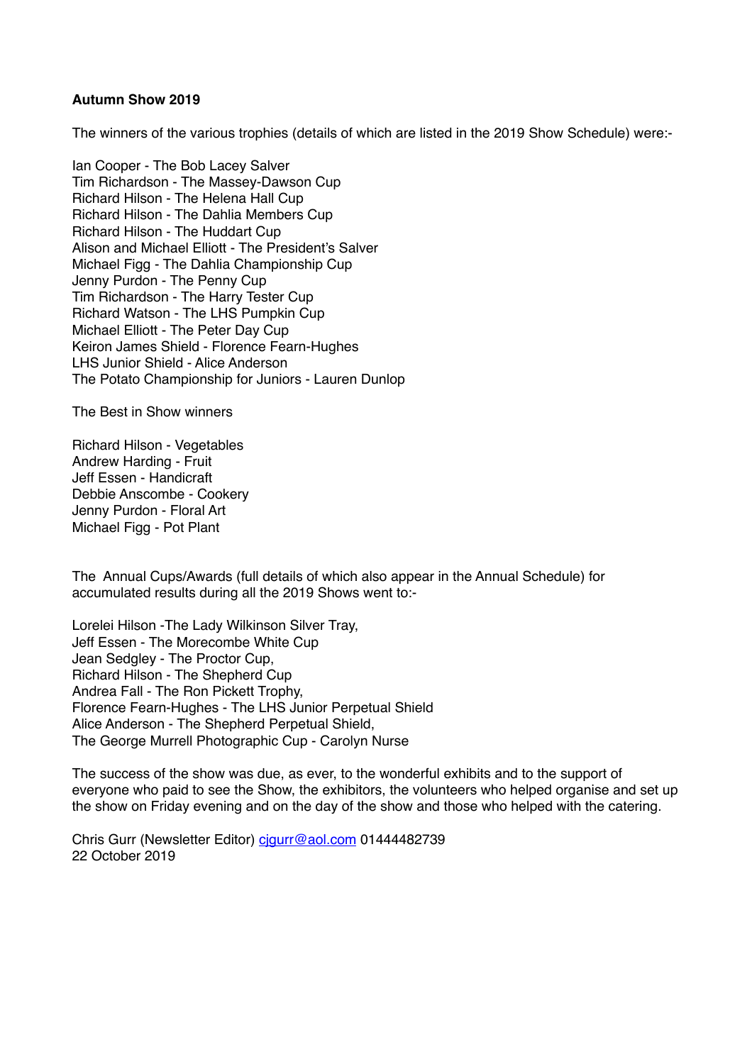**Autumn Show 2019**

The winners of the various trophies (details of which are listed in the 2019 Show Schedule) were:-

Ian Cooper - The Bob Lacey Salver
Tim Richardson - The Massey-Dawson Cup
Richard Hilson - The Helena Hall Cup
Richard Hilson - The Dahlia Members Cup
Richard Hilson - The Huddart Cup
Alison and Michael Elliott - The President's Salver
Michael Figg - The Dahlia Championship Cup
Jenny Purdon - The Penny Cup
Tim Richardson - The Harry Tester Cup
Richard Watson - The LHS Pumpkin Cup
Michael Elliott - The Peter Day Cup
Keiron James Shield - Florence Fearn-Hughes
LHS Junior Shield - Alice Anderson
The Potato Championship for Juniors - Lauren Dunlop

The Best in Show winners

Richard Hilson - Vegetables
Andrew Harding - Fruit
Jeff Essen - Handicraft
Debbie Anscombe - Cookery
Jenny Purdon - Floral Art
Michael Figg - Pot Plant

The Annual Cups/Awards (full details of which also appear in the Annual Schedule) for accumulated results during all the 2019 Shows went to:-

Lorelei Hilson -The Lady Wilkinson Silver Tray,
Jeff Essen - The Morecombe White Cup
Jean Sedgley - The Proctor Cup,
Richard Hilson - The Shepherd Cup
Andrea Fall - The Ron Pickett Trophy,
Florence Fearn-Hughes - The LHS Junior Perpetual Shield
Alice Anderson - The Shepherd Perpetual Shield,
The George Murrell Photographic Cup - Carolyn Nurse

The success of the show was due, as ever, to the wonderful exhibits and to the support of everyone who paid to see the Show, the exhibitors, the volunteers who helped organise and set up the show on Friday evening and on the day of the show and those who helped with the catering.

Chris Gurr (Newsletter Editor) cjgurr@aol.com 01444482739
22 October 2019